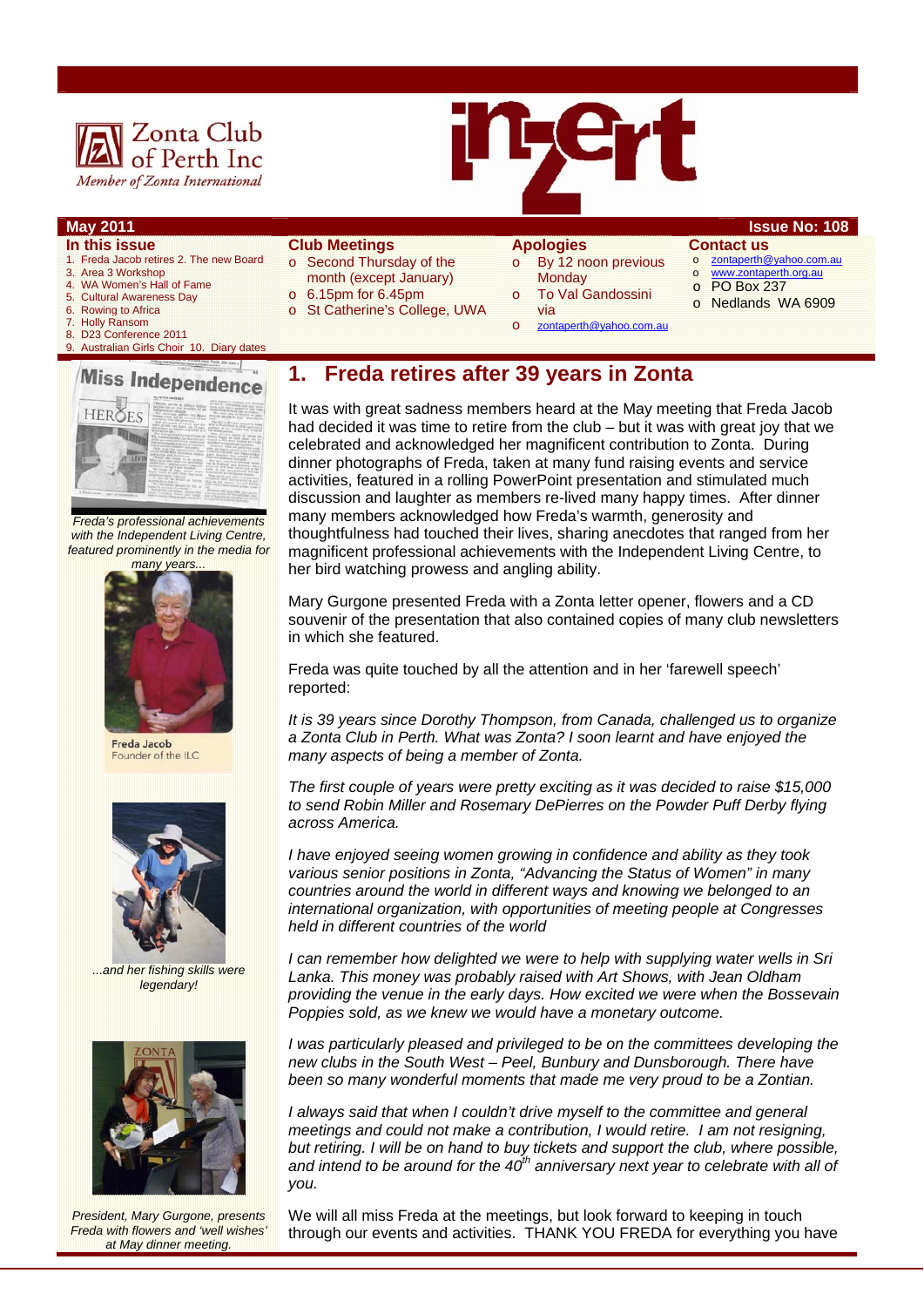Zonta Club of Perth Inc
*Member of Zonta International*

# inZert

**May 2011** **Issue No: 108**

**In this issue**

1. Freda Jacob retires 2. The new Board
3. Area 3 Workshop
4. WA Women's Hall of Fame
5. Cultural Awareness Day
6. Rowing to Africa
7. Holly Ransom
8. D23 Conference 2011
9. Australian Girls Choir 10. Diary dates

**Club Meetings**

- Second Thursday of the month (except January)
- 6.15pm for 6.45pm
- St Catherine's College, UWA

**Apologies**

- By 12 noon previous Monday
- To Val Gandossini via
- zontaperth@yahoo.com.au

**Contact us**

- zontaperth@yahoo.com.au
- www.zontaperth.org.au
- PO Box 237
- Nedlands WA 6909

*Freda's professional achievements with the Independent Living Centre, featured prominently in the media for many years...*

Freda Jacob
Founder of the ILC

*...and her fishing skills were legendary!*

*President, Mary Gurgone, presents Freda with flowers and 'well wishes' at May dinner meeting.*

## 1. Freda retires after 39 years in Zonta

It was with great sadness members heard at the May meeting that Freda Jacob had decided it was time to retire from the club – but it was with great joy that we celebrated and acknowledged her magnificent contribution to Zonta. During dinner photographs of Freda, taken at many fund raising events and service activities, featured in a rolling PowerPoint presentation and stimulated much discussion and laughter as members re-lived many happy times. After dinner many members acknowledged how Freda's warmth, generosity and thoughtfulness had touched their lives, sharing anecdotes that ranged from her magnificent professional achievements with the Independent Living Centre, to her bird watching prowess and angling ability.

Mary Gurgone presented Freda with a Zonta letter opener, flowers and a CD souvenir of the presentation that also contained copies of many club newsletters in which she featured.

Freda was quite touched by all the attention and in her 'farewell speech' reported:

*It is 39 years since Dorothy Thompson, from Canada, challenged us to organize a Zonta Club in Perth. What was Zonta? I soon learnt and have enjoyed the many aspects of being a member of Zonta.*

*The first couple of years were pretty exciting as it was decided to raise $15,000 to send Robin Miller and Rosemary DePierres on the Powder Puff Derby flying across America.*

*I have enjoyed seeing women growing in confidence and ability as they took various senior positions in Zonta, "Advancing the Status of Women" in many countries around the world in different ways and knowing we belonged to an international organization, with opportunities of meeting people at Congresses held in different countries of the world*

*I can remember how delighted we were to help with supplying water wells in Sri Lanka. This money was probably raised with Art Shows, with Jean Oldham providing the venue in the early days. How excited we were when the Bossevain Poppies sold, as we knew we would have a monetary outcome.*

*I was particularly pleased and privileged to be on the committees developing the new clubs in the South West – Peel, Bunbury and Dunsborough. There have been so many wonderful moments that made me very proud to be a Zontian.*

*I always said that when I couldn't drive myself to the committee and general meetings and could not make a contribution, I would retire. I am not resigning, but retiring. I will be on hand to buy tickets and support the club, where possible, and intend to be around for the 40th anniversary next year to celebrate with all of you.*

We will all miss Freda at the meetings, but look forward to keeping in touch through our events and activities. THANK YOU FREDA for everything you have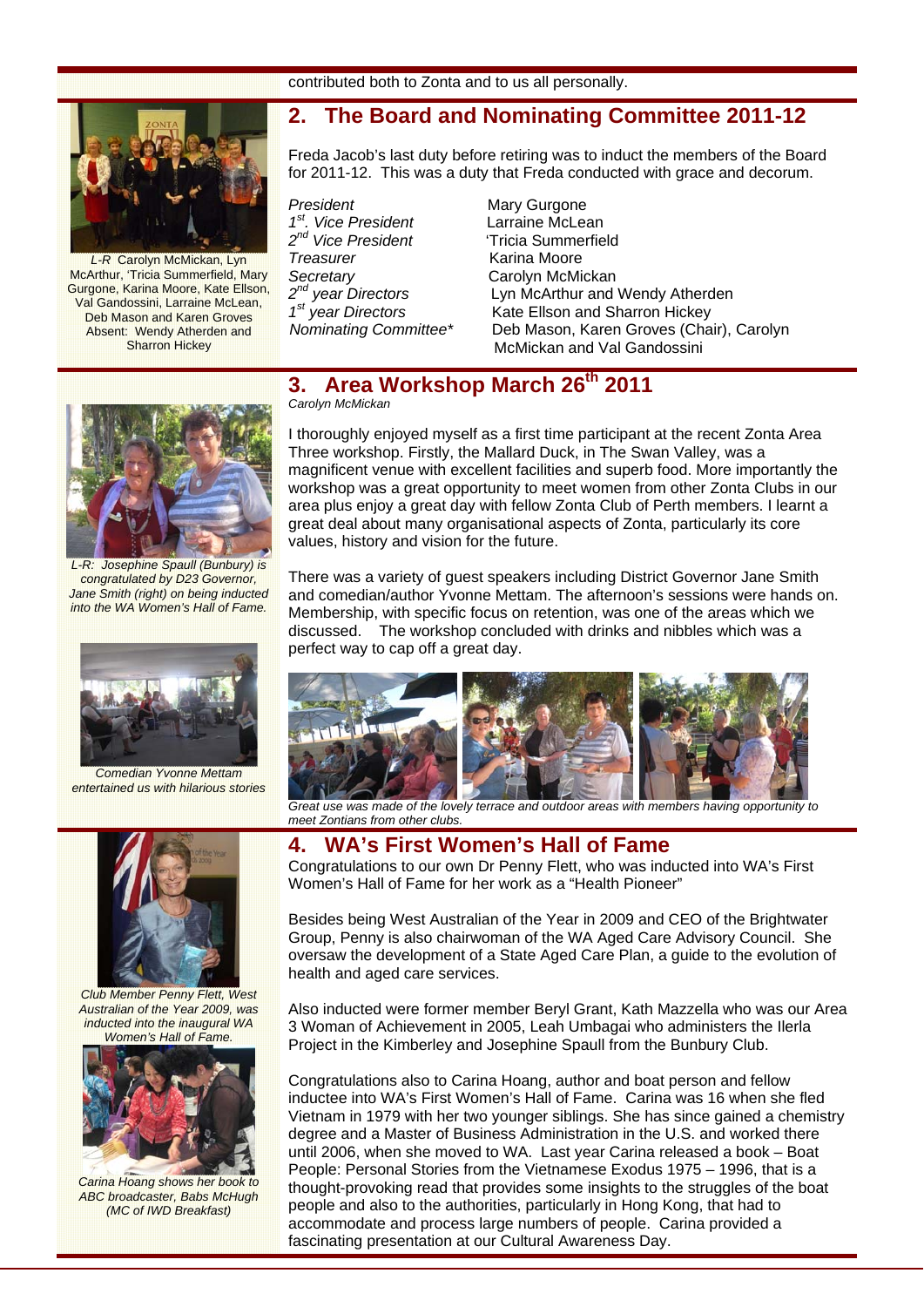contributed both to Zonta and to us all personally.

## 2. The Board and Nominating Committee 2011-12

*L-R Carolyn McMickan, Lyn McArthur, 'Tricia Summerfield, Mary Gurgone, Karina Moore, Kate Ellson, Val Gandossini, Larraine McLean, Deb Mason and Karen Groves Absent: Wendy Atherden and Sharron Hickey*

Freda Jacob's last duty before retiring was to induct the members of the Board for 2011-12. This was a duty that Freda conducted with grace and decorum.

| | |
|---|---|
| *President* | Mary Gurgone |
| *1st. Vice President* | Larraine McLean |
| *2nd Vice President* | 'Tricia Summerfield |
| *Treasurer* | Karina Moore |
| *Secretary* | Carolyn McMickan |
| *2nd year Directors* | Lyn McArthur and Wendy Atherden |
| *1st year Directors* | Kate Ellson and Sharron Hickey |
| *Nominating Committee** | Deb Mason, Karen Groves (Chair), Carolyn McMickan and Val Gandossini |

## 3. Area Workshop March 26th 2011

*Carolyn McMickan*

I thoroughly enjoyed myself as a first time participant at the recent Zonta Area Three workshop. Firstly, the Mallard Duck, in The Swan Valley, was a magnificent venue with excellent facilities and superb food. More importantly the workshop was a great opportunity to meet women from other Zonta Clubs in our area plus enjoy a great day with fellow Zonta Club of Perth members. I learnt a great deal about many organisational aspects of Zonta, particularly its core values, history and vision for the future.

There was a variety of guest speakers including District Governor Jane Smith and comedian/author Yvonne Mettam. The afternoon's sessions were hands on. Membership, with specific focus on retention, was one of the areas which we discussed. The workshop concluded with drinks and nibbles which was a perfect way to cap off a great day.

*L-R: Josephine Spaull (Bunbury) is congratulated by D23 Governor, Jane Smith (right) on being inducted into the WA Women's Hall of Fame.*

*Comedian Yvonne Mettam entertained us with hilarious stories*

*Great use was made of the lovely terrace and outdoor areas with members having opportunity to meet Zontians from other clubs.*

## 4. WA's First Women's Hall of Fame

Congratulations to our own Dr Penny Flett, who was inducted into WA's First Women's Hall of Fame for her work as a "Health Pioneer"

Besides being West Australian of the Year in 2009 and CEO of the Brightwater Group, Penny is also chairwoman of the WA Aged Care Advisory Council. She oversaw the development of a State Aged Care Plan, a guide to the evolution of health and aged care services.

Also inducted were former member Beryl Grant, Kath Mazzella who was our Area 3 Woman of Achievement in 2005, Leah Umbagai who administers the Ilerla Project in the Kimberley and Josephine Spaull from the Bunbury Club.

Congratulations also to Carina Hoang, author and boat person and fellow inductee into WA's First Women's Hall of Fame. Carina was 16 when she fled Vietnam in 1979 with her two younger siblings. She has since gained a chemistry degree and a Master of Business Administration in the U.S. and worked there until 2006, when she moved to WA. Last year Carina released a book – Boat People: Personal Stories from the Vietnamese Exodus 1975 – 1996, that is a thought-provoking read that provides some insights to the struggles of the boat people and also to the authorities, particularly in Hong Kong, that had to accommodate and process large numbers of people. Carina provided a fascinating presentation at our Cultural Awareness Day.

*Club Member Penny Flett, West Australian of the Year 2009, was inducted into the inaugural WA Women's Hall of Fame.*

*Carina Hoang shows her book to ABC broadcaster, Babs McHugh (MC of IWD Breakfast)*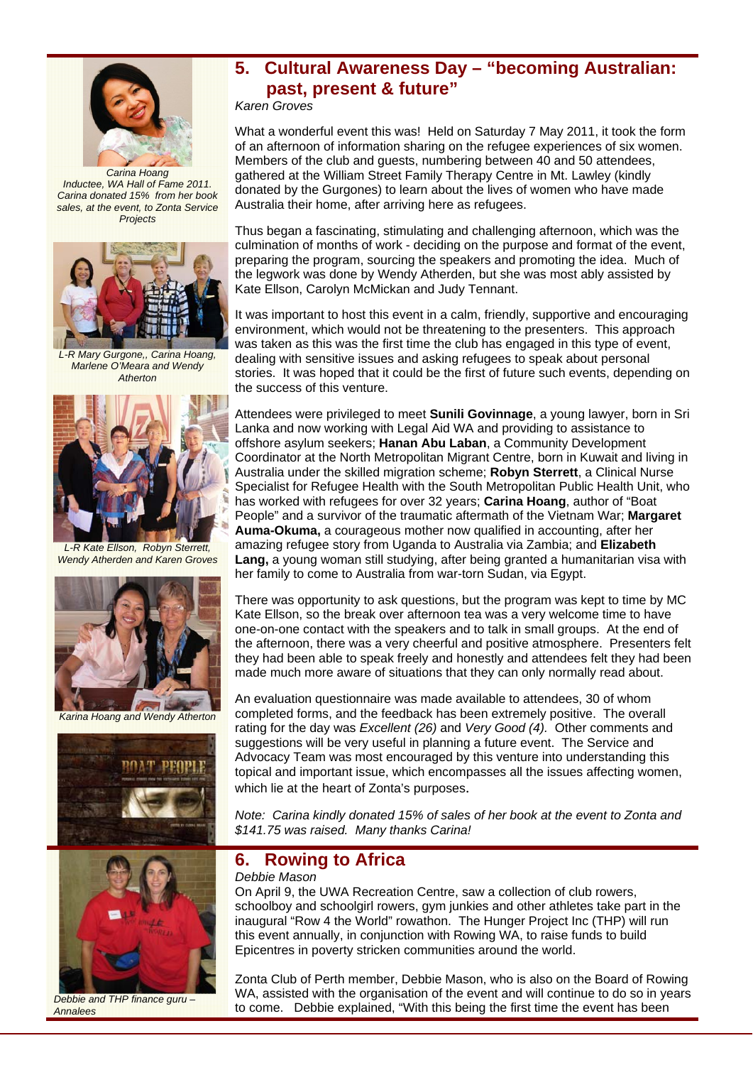Carina Hoang
Inductee, WA Hall of Fame 2011. Carina donated 15% from her book sales, at the event, to Zonta Service Projects

L-R Mary Gurgone,, Carina Hoang, Marlene O'Meara and Wendy Atherton

L-R Kate Ellson, Robyn Sterrett, Wendy Atherden and Karen Groves

Karina Hoang and Wendy Atherton

Debbie and THP finance guru – Annalees

## 5. Cultural Awareness Day – "becoming Australian: past, present & future"

*Karen Groves*

What a wonderful event this was! Held on Saturday 7 May 2011, it took the form of an afternoon of information sharing on the refugee experiences of six women. Members of the club and guests, numbering between 40 and 50 attendees, gathered at the William Street Family Therapy Centre in Mt. Lawley (kindly donated by the Gurgones) to learn about the lives of women who have made Australia their home, after arriving here as refugees.

Thus began a fascinating, stimulating and challenging afternoon, which was the culmination of months of work - deciding on the purpose and format of the event, preparing the program, sourcing the speakers and promoting the idea. Much of the legwork was done by Wendy Atherden, but she was most ably assisted by Kate Ellson, Carolyn McMickan and Judy Tennant.

It was important to host this event in a calm, friendly, supportive and encouraging environment, which would not be threatening to the presenters. This approach was taken as this was the first time the club has engaged in this type of event, dealing with sensitive issues and asking refugees to speak about personal stories. It was hoped that it could be the first of future such events, depending on the success of this venture.

Attendees were privileged to meet **Sunili Govinnage**, a young lawyer, born in Sri Lanka and now working with Legal Aid WA and providing to assistance to offshore asylum seekers; **Hanan Abu Laban**, a Community Development Coordinator at the North Metropolitan Migrant Centre, born in Kuwait and living in Australia under the skilled migration scheme; **Robyn Sterrett**, a Clinical Nurse Specialist for Refugee Health with the South Metropolitan Public Health Unit, who has worked with refugees for over 32 years; **Carina Hoang**, author of "Boat People" and a survivor of the traumatic aftermath of the Vietnam War; **Margaret Auma-Okuma,** a courageous mother now qualified in accounting, after her amazing refugee story from Uganda to Australia via Zambia; and **Elizabeth Lang,** a young woman still studying, after being granted a humanitarian visa with her family to come to Australia from war-torn Sudan, via Egypt.

There was opportunity to ask questions, but the program was kept to time by MC Kate Ellson, so the break over afternoon tea was a very welcome time to have one-on-one contact with the speakers and to talk in small groups. At the end of the afternoon, there was a very cheerful and positive atmosphere. Presenters felt they had been able to speak freely and honestly and attendees felt they had been made much more aware of situations that they can only normally read about.

An evaluation questionnaire was made available to attendees, 30 of whom completed forms, and the feedback has been extremely positive. The overall rating for the day was *Excellent (26)* and *Very Good (4)*. Other comments and suggestions will be very useful in planning a future event. The Service and Advocacy Team was most encouraged by this venture into understanding this topical and important issue, which encompasses all the issues affecting women, which lie at the heart of Zonta's purposes.

*Note: Carina kindly donated 15% of sales of her book at the event to Zonta and $141.75 was raised. Many thanks Carina!*

## 6. Rowing to Africa

*Debbie Mason*

On April 9, the UWA Recreation Centre, saw a collection of club rowers, schoolboy and schoolgirl rowers, gym junkies and other athletes take part in the inaugural "Row 4 the World" rowathon. The Hunger Project Inc (THP) will run this event annually, in conjunction with Rowing WA, to raise funds to build Epicentres in poverty stricken communities around the world.

Zonta Club of Perth member, Debbie Mason, who is also on the Board of Rowing WA, assisted with the organisation of the event and will continue to do so in years to come. Debbie explained, "With this being the first time the event has been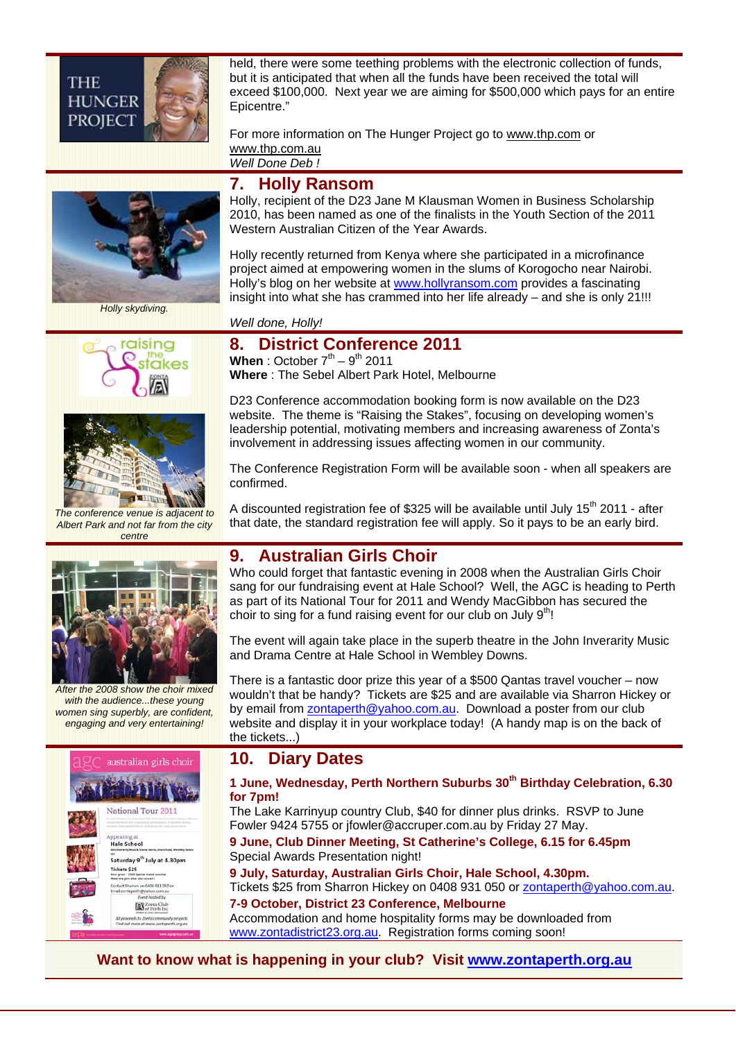held, there were some teething problems with the electronic collection of funds, but it is anticipated that when all the funds have been received the total will exceed $100,000. Next year we are aiming for $500,000 which pays for an entire Epicentre."

For more information on The Hunger Project go to www.thp.com or www.thp.com.au

*Well Done Deb !*

## 7. Holly Ransom

*Holly skydiving.*

Holly, recipient of the D23 Jane M Klausman Women in Business Scholarship 2010, has been named as one of the finalists in the Youth Section of the 2011 Western Australian Citizen of the Year Awards.

Holly recently returned from Kenya where she participated in a microfinance project aimed at empowering women in the slums of Korogocho near Nairobi. Holly's blog on her website at www.hollyransom.com provides a fascinating insight into what she has crammed into her life already – and she is only 21!!!

*Well done, Holly!*

## 8. District Conference 2011

*The conference venue is adjacent to Albert Park and not far from the city centre*

**When** : October 7th – 9th 2011
**Where** : The Sebel Albert Park Hotel, Melbourne

D23 Conference accommodation booking form is now available on the D23 website. The theme is "Raising the Stakes", focusing on developing women's leadership potential, motivating members and increasing awareness of Zonta's involvement in addressing issues affecting women in our community.

The Conference Registration Form will be available soon - when all speakers are confirmed.

A discounted registration fee of $325 will be available until July 15th 2011 - after that date, the standard registration fee will apply. So it pays to be an early bird.

## 9. Australian Girls Choir

*After the 2008 show the choir mixed with the audience...these young women sing superbly, are confident, engaging and very entertaining!*

Who could forget that fantastic evening in 2008 when the Australian Girls Choir sang for our fundraising event at Hale School? Well, the AGC is heading to Perth as part of its National Tour for 2011 and Wendy MacGibbon has secured the choir to sing for a fund raising event for our club on July 9th!

The event will again take place in the superb theatre in the John Inverarity Music and Drama Centre at Hale School in Wembley Downs.

There is a fantastic door prize this year of a $500 Qantas travel voucher – now wouldn't that be handy? Tickets are $25 and are available via Sharron Hickey or by email from zontaperth@yahoo.com.au. Download a poster from our club website and display it in your workplace today! (A handy map is on the back of the tickets...)

## 10. Diary Dates

**1 June, Wednesday, Perth Northern Suburbs 30th Birthday Celebration, 6.30 for 7pm!**
The Lake Karrinyup country Club, $40 for dinner plus drinks. RSVP to June Fowler 9424 5755 or jfowler@accruper.com.au by Friday 27 May.

**9 June, Club Dinner Meeting, St Catherine's College, 6.15 for 6.45pm**
Special Awards Presentation night!

**9 July, Saturday, Australian Girls Choir, Hale School, 4.30pm.**
Tickets $25 from Sharron Hickey on 0408 931 050 or zontaperth@yahoo.com.au.

**7-9 October, District 23 Conference, Melbourne**
Accommodation and home hospitality forms may be downloaded from www.zontadistrict23.org.au. Registration forms coming soon!

**Want to know what is happening in your club? Visit www.zontaperth.org.au**